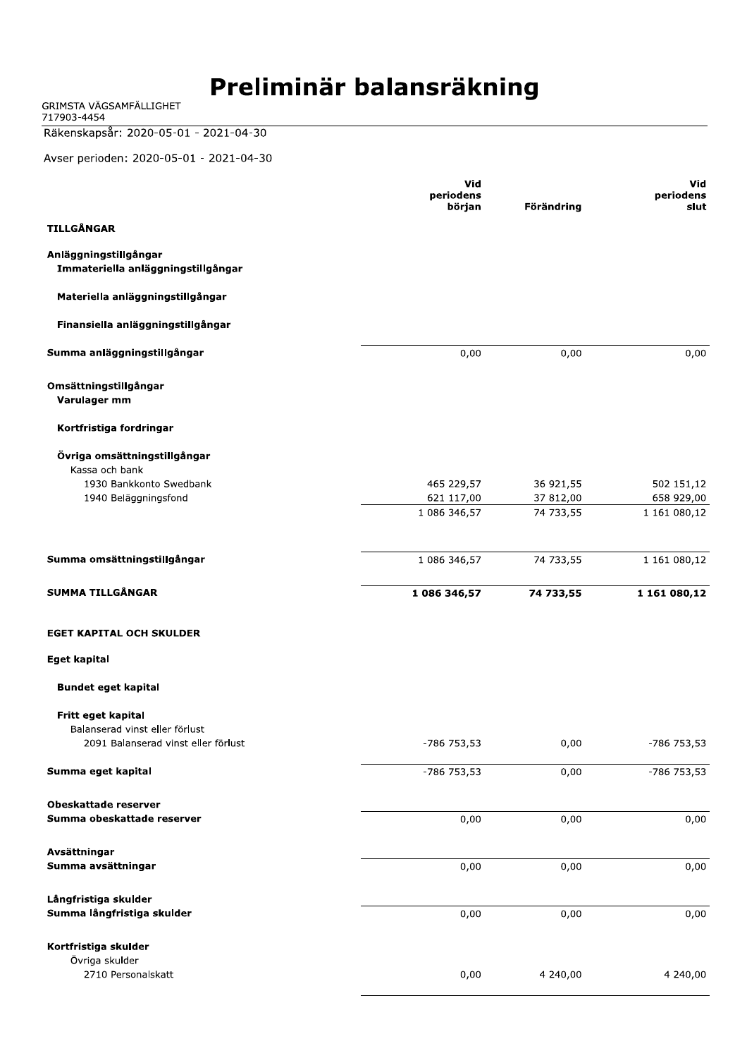# Preliminär balansräkning

GRIMSTA VÄGSAMFÄLLIGHET
717903-4454

Räkenskapsår: 2020-05-01 - 2021-04-30

Avser perioden: 2020-05-01 - 2021-04-30

| | Vid periodens början | Förändring | Vid periodens slut |
|---|---|---|---|
| **TILLGÅNGAR** | | | |
| **Anläggningstillgångar** | | | |
| **Immateriella anläggningstillgångar** | | | |
| **Materiella anläggningstillgångar** | | | |
| **Finansiella anläggningstillgångar** | | | |
| **Summa anläggningstillgångar** | 0,00 | 0,00 | 0,00 |
| **Omsättningstillgångar** | | | |
| **Varulager mm** | | | |
| **Kortfristiga fordringar** | | | |
| **Övriga omsättningstillgångar** | | | |
| Kassa och bank | | | |
| 1930 Bankkonto Swedbank | 465 229,57 | 36 921,55 | 502 151,12 |
| 1940 Beläggningsfond | 621 117,00 | 37 812,00 | 658 929,00 |
| | 1 086 346,57 | 74 733,55 | 1 161 080,12 |
| **Summa omsättningstillgångar** | 1 086 346,57 | 74 733,55 | 1 161 080,12 |
| **SUMMA TILLGÅNGAR** | **1 086 346,57** | **74 733,55** | **1 161 080,12** |
| **EGET KAPITAL OCH SKULDER** | | | |
| **Eget kapital** | | | |
| **Bundet eget kapital** | | | |
| **Fritt eget kapital** | | | |
| Balanserad vinst eller förlust | | | |
| 2091 Balanserad vinst eller förlust | -786 753,53 | 0,00 | -786 753,53 |
| **Summa eget kapital** | -786 753,53 | 0,00 | -786 753,53 |
| **Obeskattade reserver** | | | |
| **Summa obeskattade reserver** | 0,00 | 0,00 | 0,00 |
| **Avsättningar** | | | |
| **Summa avsättningar** | 0,00 | 0,00 | 0,00 |
| **Långfristiga skulder** | | | |
| **Summa långfristiga skulder** | 0,00 | 0,00 | 0,00 |
| **Kortfristiga skulder** | | | |
| Övriga skulder | | | |
| 2710 Personalskatt | 0,00 | 4 240,00 | 4 240,00 |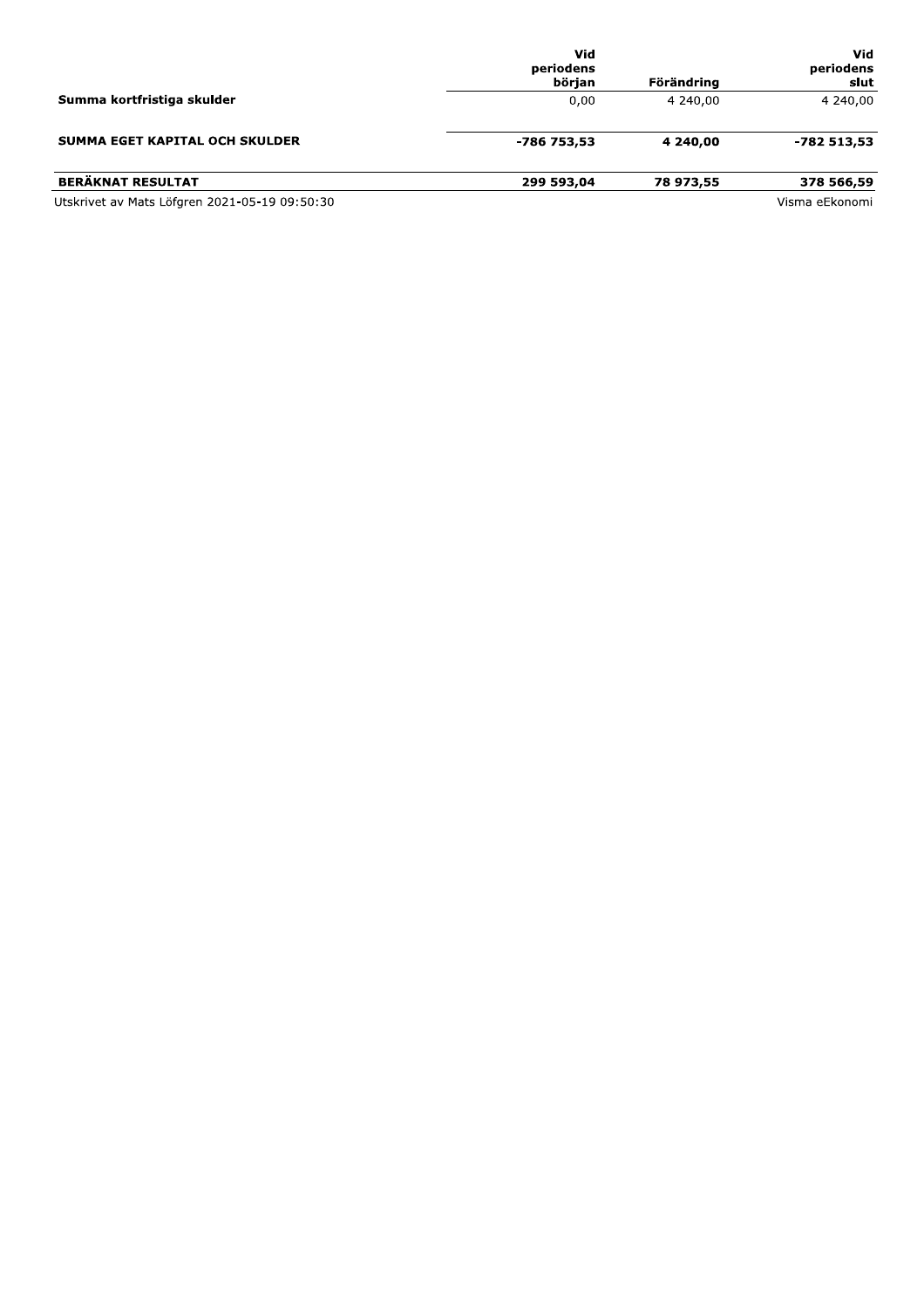| | Vid periodens början | Förändring | Vid periodens slut |
|---|---|---|---|
| **Summa kortfristiga skulder** | 0,00 | 4 240,00 | 4 240,00 |
| **SUMMA EGET KAPITAL OCH SKULDER** | **-786 753,53** | **4 240,00** | **-782 513,53** |
| **BERÄKNAT RESULTAT** | **299 593,04** | **78 973,55** | **378 566,59** |

Utskrivet av Mats Löfgren 2021-05-19 09:50:30

Visma eEkonomi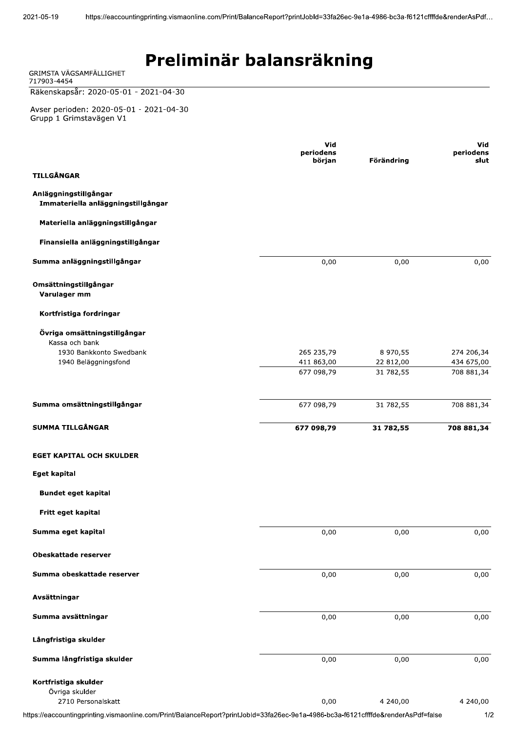# Preliminär balansräkning

GRIMSTA VÄGSAMFÄLLIGHET
717903-4454

Räkenskapsår: 2020-05-01 - 2021-04-30

Avser perioden: 2020-05-01 - 2021-04-30
Grupp 1 Grimstavägen V1

| | Vid periodens början | Förändring | Vid periodens slut |
|---|---|---|---|
| **TILLGÅNGAR** | | | |
| **Anläggningstillgångar** | | | |
| **Immateriella anläggningstillgångar** | | | |
| **Materiella anläggningstillgångar** | | | |
| **Finansiella anläggningstillgångar** | | | |
| **Summa anläggningstillgångar** | 0,00 | 0,00 | 0,00 |
| **Omsättningstillgångar** | | | |
| **Varulager mm** | | | |
| **Kortfristiga fordringar** | | | |
| **Övriga omsättningstillgångar** | | | |
| Kassa och bank | | | |
| 1930 Bankkonto Swedbank | 265 235,79 | 8 970,55 | 274 206,34 |
| 1940 Beläggningsfond | 411 863,00 | 22 812,00 | 434 675,00 |
| | 677 098,79 | 31 782,55 | 708 881,34 |
| **Summa omsättningstillgångar** | 677 098,79 | 31 782,55 | 708 881,34 |
| **SUMMA TILLGÅNGAR** | **677 098,79** | **31 782,55** | **708 881,34** |
| **EGET KAPITAL OCH SKULDER** | | | |
| **Eget kapital** | | | |
| **Bundet eget kapital** | | | |
| **Fritt eget kapital** | | | |
| **Summa eget kapital** | 0,00 | 0,00 | 0,00 |
| **Obeskattade reserver** | | | |
| **Summa obeskattade reserver** | 0,00 | 0,00 | 0,00 |
| **Avsättningar** | | | |
| **Summa avsättningar** | 0,00 | 0,00 | 0,00 |
| **Långfristiga skulder** | | | |
| **Summa långfristiga skulder** | 0,00 | 0,00 | 0,00 |
| **Kortfristiga skulder** | | | |
| Övriga skulder | | | |
| 2710 Personalskatt | 0,00 | 4 240,00 | 4 240,00 |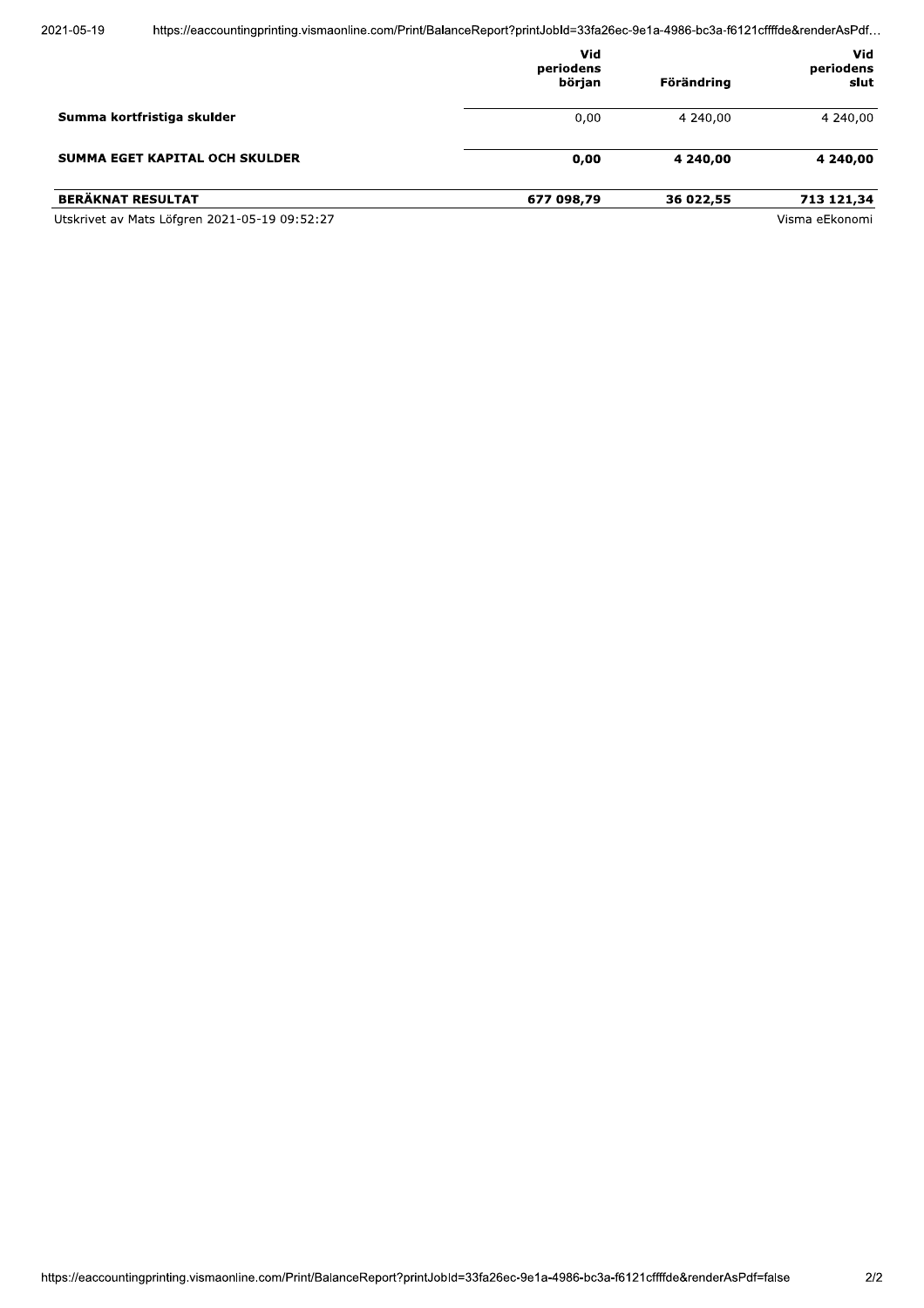| | Vid periodens början | Förändring | Vid periodens slut |
|---|---|---|---|
| **Summa kortfristiga skulder** | 0,00 | 4 240,00 | 4 240,00 |
| **SUMMA EGET KAPITAL OCH SKULDER** | **0,00** | **4 240,00** | **4 240,00** |
| **BERÄKNAT RESULTAT** | **677 098,79** | **36 022,55** | **713 121,34** |

Utskrivet av Mats Löfgren 2021-05-19 09:52:27

Visma eEkonomi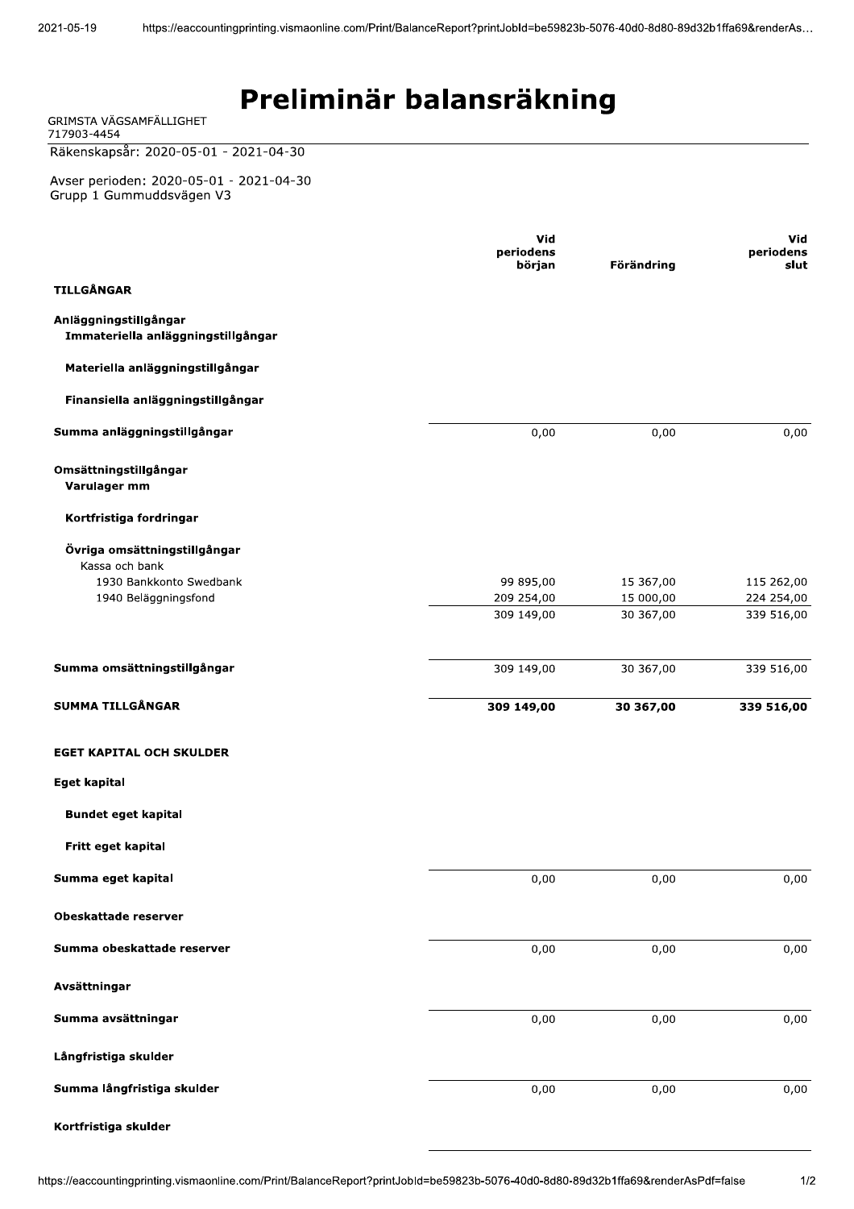# Preliminär balansräkning

GRIMSTA VÄGSAMFÄLLIGHET
717903-4454

Räkenskapsår: 2020-05-01 - 2021-04-30

Avser perioden: 2020-05-01 - 2021-04-30
Grupp 1 Gummuddsvägen V3

| | Vid periodens början | Förändring | Vid periodens slut |
|---|---|---|---|
| **TILLGÅNGAR** | | | |
| **Anläggningstillgångar** | | | |
| **Immateriella anläggningstillgångar** | | | |
| **Materiella anläggningstillgångar** | | | |
| **Finansiella anläggningstillgångar** | | | |
| **Summa anläggningstillgångar** | 0,00 | 0,00 | 0,00 |
| **Omsättningstillgångar** | | | |
| **Varulager mm** | | | |
| **Kortfristiga fordringar** | | | |
| **Övriga omsättningstillgångar** | | | |
| Kassa och bank | | | |
| 1930 Bankkonto Swedbank | 99 895,00 | 15 367,00 | 115 262,00 |
| 1940 Beläggningsfond | 209 254,00 | 15 000,00 | 224 254,00 |
| | 309 149,00 | 30 367,00 | 339 516,00 |
| **Summa omsättningstillgångar** | 309 149,00 | 30 367,00 | 339 516,00 |
| **SUMMA TILLGÅNGAR** | **309 149,00** | **30 367,00** | **339 516,00** |
| **EGET KAPITAL OCH SKULDER** | | | |
| **Eget kapital** | | | |
| **Bundet eget kapital** | | | |
| **Fritt eget kapital** | | | |
| **Summa eget kapital** | 0,00 | 0,00 | 0,00 |
| **Obeskattade reserver** | | | |
| **Summa obeskattade reserver** | 0,00 | 0,00 | 0,00 |
| **Avsättningar** | | | |
| **Summa avsättningar** | 0,00 | 0,00 | 0,00 |
| **Långfristiga skulder** | | | |
| **Summa långfristiga skulder** | 0,00 | 0,00 | 0,00 |
| **Kortfristiga skulder** | | | |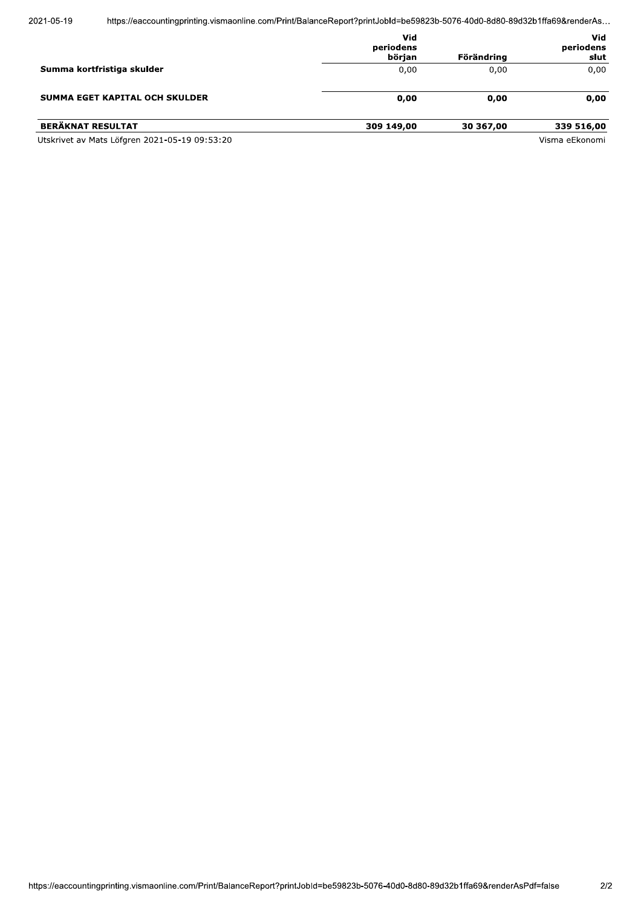| | Vid periodens början | Förändring | Vid periodens slut |
|---|---|---|---|
| **Summa kortfristiga skulder** | 0,00 | 0,00 | 0,00 |
| **SUMMA EGET KAPITAL OCH SKULDER** | **0,00** | **0,00** | **0,00** |
| **BERÄKNAT RESULTAT** | **309 149,00** | **30 367,00** | **339 516,00** |

Utskrivet av Mats Löfgren 2021-05-19 09:53:20

Visma eEkonomi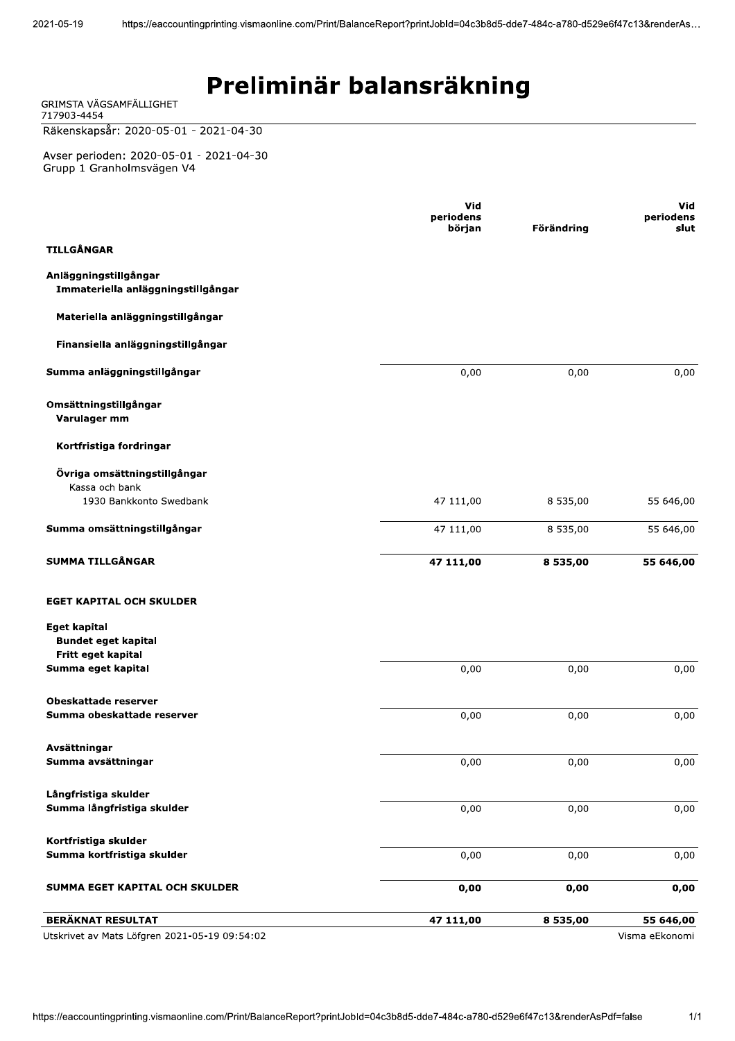# Preliminär balansräkning

GRIMSTA VÄGSAMFÄLLIGHET
717903-4454

Räkenskapsår: 2020-05-01 - 2021-04-30

Avser perioden: 2020-05-01 - 2021-04-30
Grupp 1 Granholmsvägen V4

| | Vid periodens början | Förändring | Vid periodens slut |
|---|---|---|---|
| **TILLGÅNGAR** | | | |
| **Anläggningstillgångar** | | | |
| **Immateriella anläggningstillgångar** | | | |
| **Materiella anläggningstillgångar** | | | |
| **Finansiella anläggningstillgångar** | | | |
| **Summa anläggningstillgångar** | 0,00 | 0,00 | 0,00 |
| **Omsättningstillgångar** | | | |
| **Varulager mm** | | | |
| **Kortfristiga fordringar** | | | |
| **Övriga omsättningstillgångar** | | | |
| Kassa och bank | | | |
| 1930 Bankkonto Swedbank | 47 111,00 | 8 535,00 | 55 646,00 |
| **Summa omsättningstillgångar** | 47 111,00 | 8 535,00 | 55 646,00 |
| **SUMMA TILLGÅNGAR** | **47 111,00** | **8 535,00** | **55 646,00** |
| **EGET KAPITAL OCH SKULDER** | | | |
| **Eget kapital** | | | |
| **Bundet eget kapital** | | | |
| **Fritt eget kapital** | | | |
| **Summa eget kapital** | 0,00 | 0,00 | 0,00 |
| **Obeskattade reserver** | | | |
| **Summa obeskattade reserver** | 0,00 | 0,00 | 0,00 |
| **Avsättningar** | | | |
| **Summa avsättningar** | 0,00 | 0,00 | 0,00 |
| **Långfristiga skulder** | | | |
| **Summa långfristiga skulder** | 0,00 | 0,00 | 0,00 |
| **Kortfristiga skulder** | | | |
| **Summa kortfristiga skulder** | 0,00 | 0,00 | 0,00 |
| **SUMMA EGET KAPITAL OCH SKULDER** | **0,00** | **0,00** | **0,00** |
| **BERÄKNAT RESULTAT** | **47 111,00** | **8 535,00** | **55 646,00** |

Utskrivet av Mats Löfgren 2021-05-19 09:54:02

Visma eEkonomi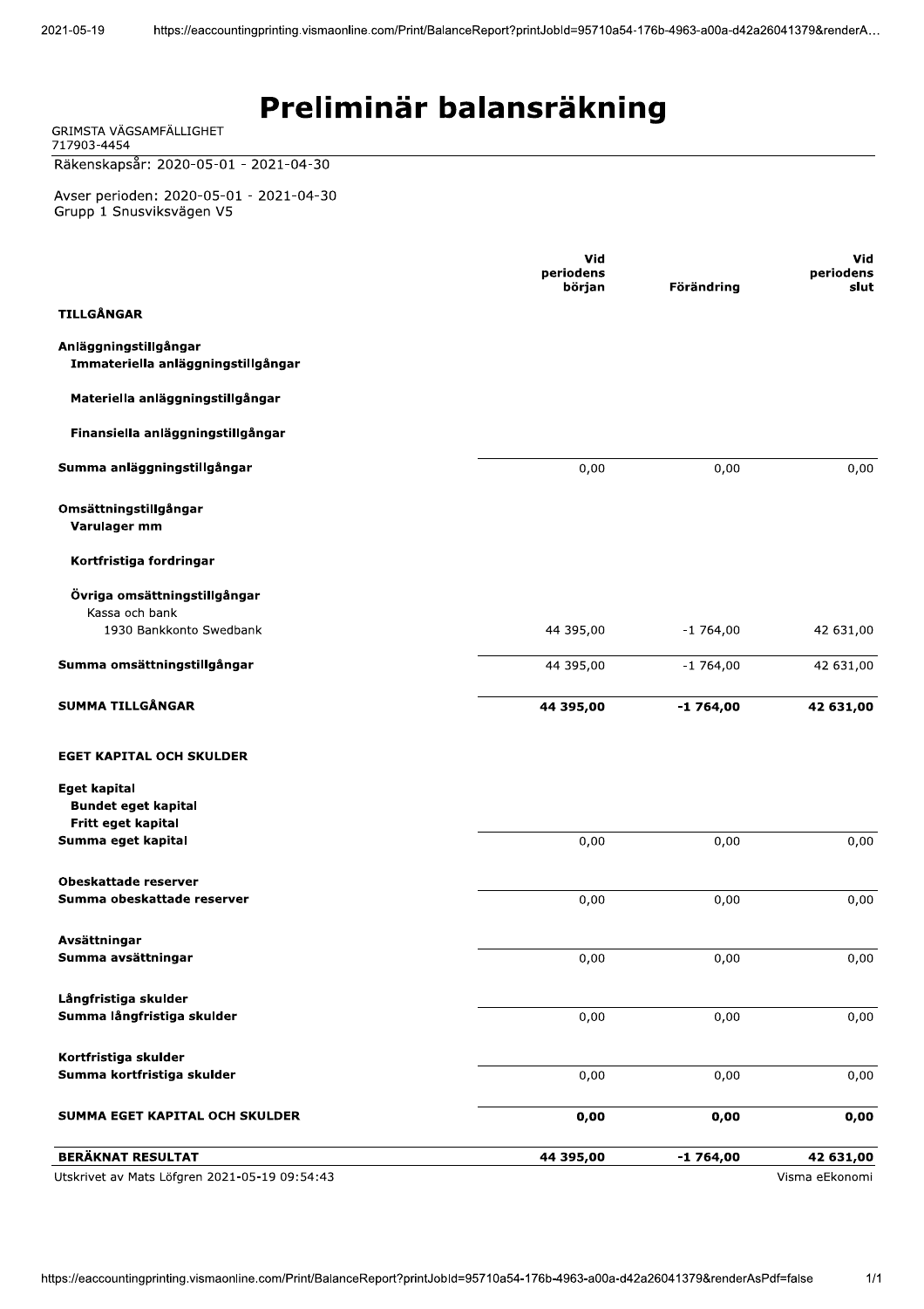# Preliminär balansräkning

GRIMSTA VÄGSAMFÄLLIGHET
717903-4454

Räkenskapsår: 2020-05-01 - 2021-04-30

Avser perioden: 2020-05-01 - 2021-04-30
Grupp 1 Snusviksvägen V5

| | Vid periodens början | Förändring | Vid periodens slut |
|---|---|---|---|
| **TILLGÅNGAR** | | | |
| **Anläggningstillgångar** | | | |
| **Immateriella anläggningstillgångar** | | | |
| **Materiella anläggningstillgångar** | | | |
| **Finansiella anläggningstillgångar** | | | |
| **Summa anläggningstillgångar** | 0,00 | 0,00 | 0,00 |
| **Omsättningstillgångar** | | | |
| **Varulager mm** | | | |
| **Kortfristiga fordringar** | | | |
| **Övriga omsättningstillgångar** | | | |
| Kassa och bank | | | |
| 1930 Bankkonto Swedbank | 44 395,00 | -1 764,00 | 42 631,00 |
| **Summa omsättningstillgångar** | 44 395,00 | -1 764,00 | 42 631,00 |
| **SUMMA TILLGÅNGAR** | **44 395,00** | **-1 764,00** | **42 631,00** |
| **EGET KAPITAL OCH SKULDER** | | | |
| **Eget kapital** | | | |
| **Bundet eget kapital** | | | |
| **Fritt eget kapital** | | | |
| **Summa eget kapital** | 0,00 | 0,00 | 0,00 |
| **Obeskattade reserver** | | | |
| **Summa obeskattade reserver** | 0,00 | 0,00 | 0,00 |
| **Avsättningar** | | | |
| **Summa avsättningar** | 0,00 | 0,00 | 0,00 |
| **Långfristiga skulder** | | | |
| **Summa långfristiga skulder** | 0,00 | 0,00 | 0,00 |
| **Kortfristiga skulder** | | | |
| **Summa kortfristiga skulder** | 0,00 | 0,00 | 0,00 |
| **SUMMA EGET KAPITAL OCH SKULDER** | **0,00** | **0,00** | **0,00** |
| **BERÄKNAT RESULTAT** | **44 395,00** | **-1 764,00** | **42 631,00** |

Utskrivet av Mats Löfgren 2021-05-19 09:54:43

Visma eEkonomi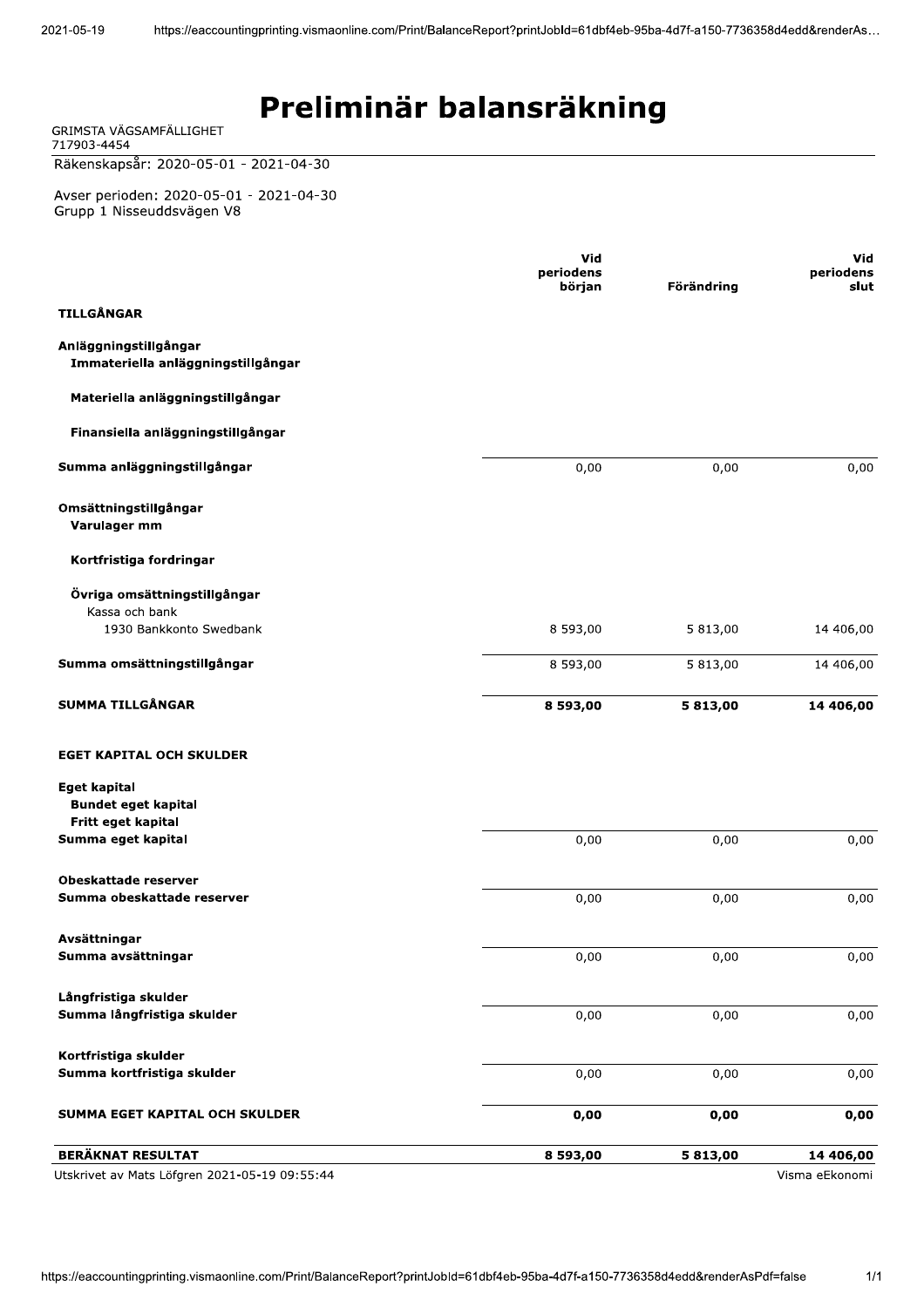# Preliminär balansräkning

GRIMSTA VÄGSAMFÄLLIGHET
717903-4454

Räkenskapsår: 2020-05-01 - 2021-04-30

Avser perioden: 2020-05-01 - 2021-04-30
Grupp 1 Nisseuddsvägen V8

| | Vid periodens början | Förändring | Vid periodens slut |
|---|---|---|---|
| **TILLGÅNGAR** | | | |
| **Anläggningstillgångar** | | | |
| **Immateriella anläggningstillgångar** | | | |
| **Materiella anläggningstillgångar** | | | |
| **Finansiella anläggningstillgångar** | | | |
| **Summa anläggningstillgångar** | 0,00 | 0,00 | 0,00 |
| **Omsättningstillgångar** | | | |
| **Varulager mm** | | | |
| **Kortfristiga fordringar** | | | |
| **Övriga omsättningstillgångar** | | | |
| Kassa och bank | | | |
| 1930 Bankkonto Swedbank | 8 593,00 | 5 813,00 | 14 406,00 |
| **Summa omsättningstillgångar** | 8 593,00 | 5 813,00 | 14 406,00 |
| **SUMMA TILLGÅNGAR** | **8 593,00** | **5 813,00** | **14 406,00** |
| **EGET KAPITAL OCH SKULDER** | | | |
| **Eget kapital** | | | |
| **Bundet eget kapital** | | | |
| **Fritt eget kapital** | | | |
| **Summa eget kapital** | 0,00 | 0,00 | 0,00 |
| **Obeskattade reserver** | | | |
| **Summa obeskattade reserver** | 0,00 | 0,00 | 0,00 |
| **Avsättningar** | | | |
| **Summa avsättningar** | 0,00 | 0,00 | 0,00 |
| **Långfristiga skulder** | | | |
| **Summa långfristiga skulder** | 0,00 | 0,00 | 0,00 |
| **Kortfristiga skulder** | | | |
| **Summa kortfristiga skulder** | 0,00 | 0,00 | 0,00 |
| **SUMMA EGET KAPITAL OCH SKULDER** | **0,00** | **0,00** | **0,00** |
| **BERÄKNAT RESULTAT** | **8 593,00** | **5 813,00** | **14 406,00** |

Utskrivet av Mats Löfgren 2021-05-19 09:55:44

Visma eEkonomi